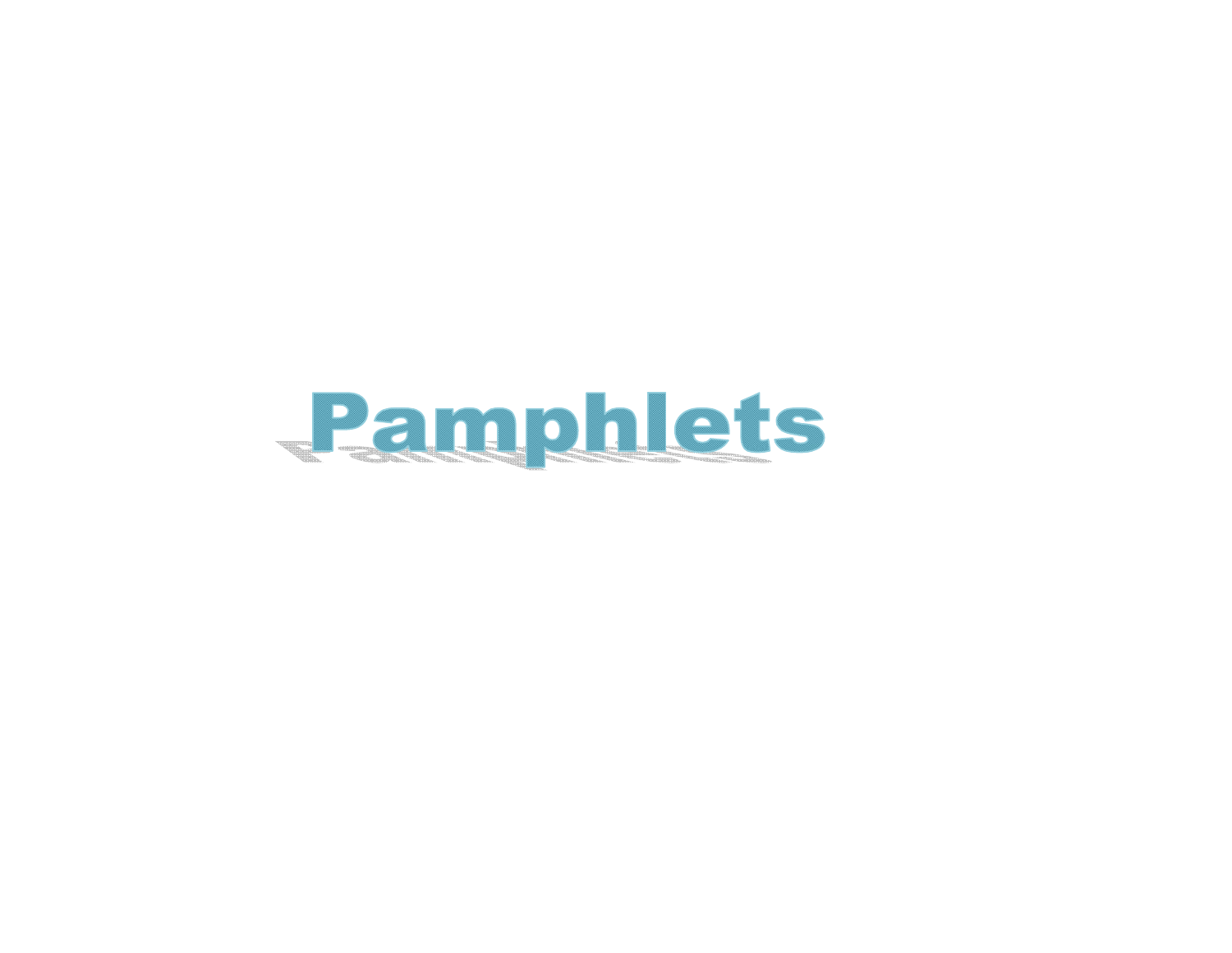# Pamphlets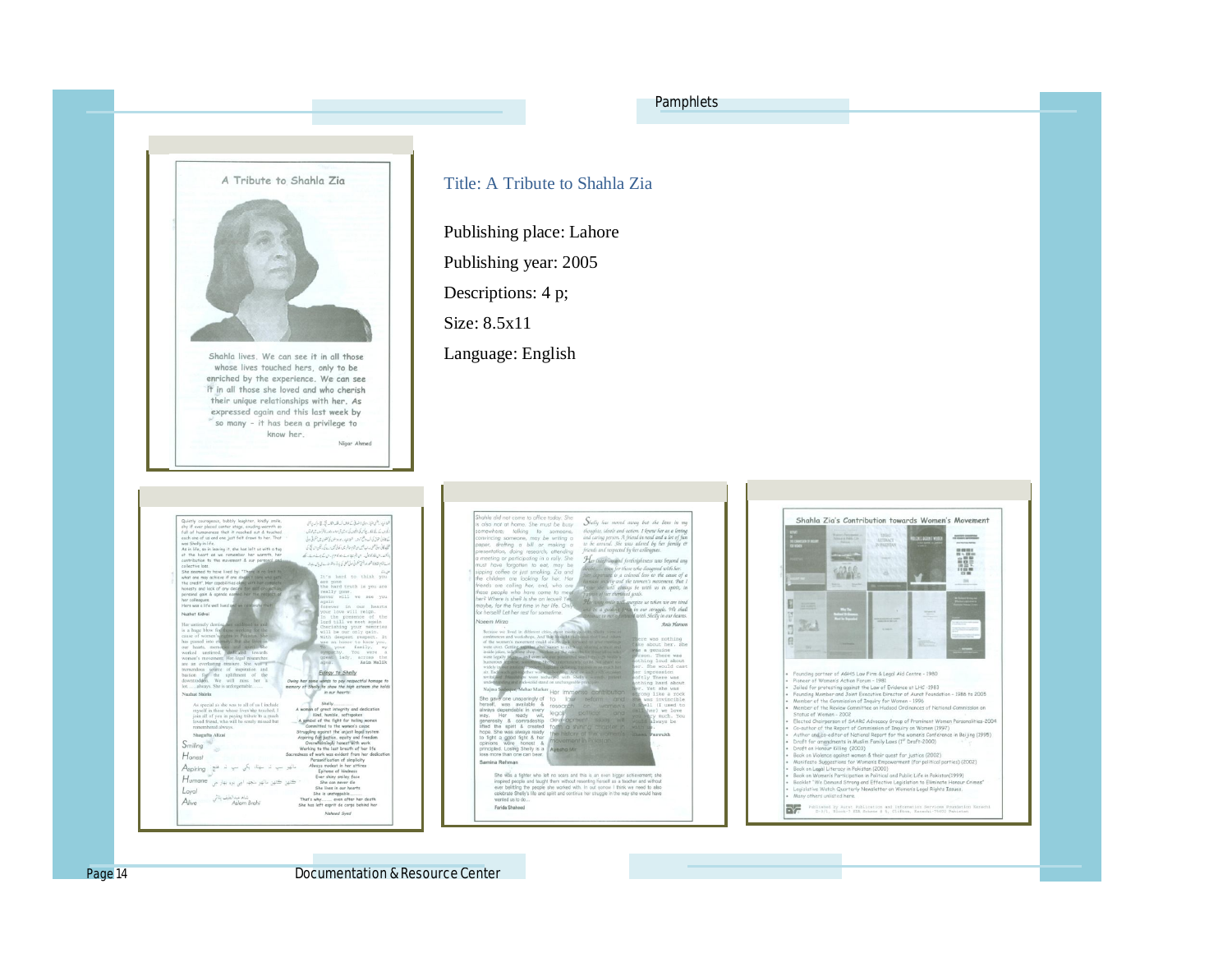Title: A Tribute to Shahla Zia

Publishing place: Lahore

Publishing year: 2005

Descriptions: 4 p;

Size: 8.5x11

Language: English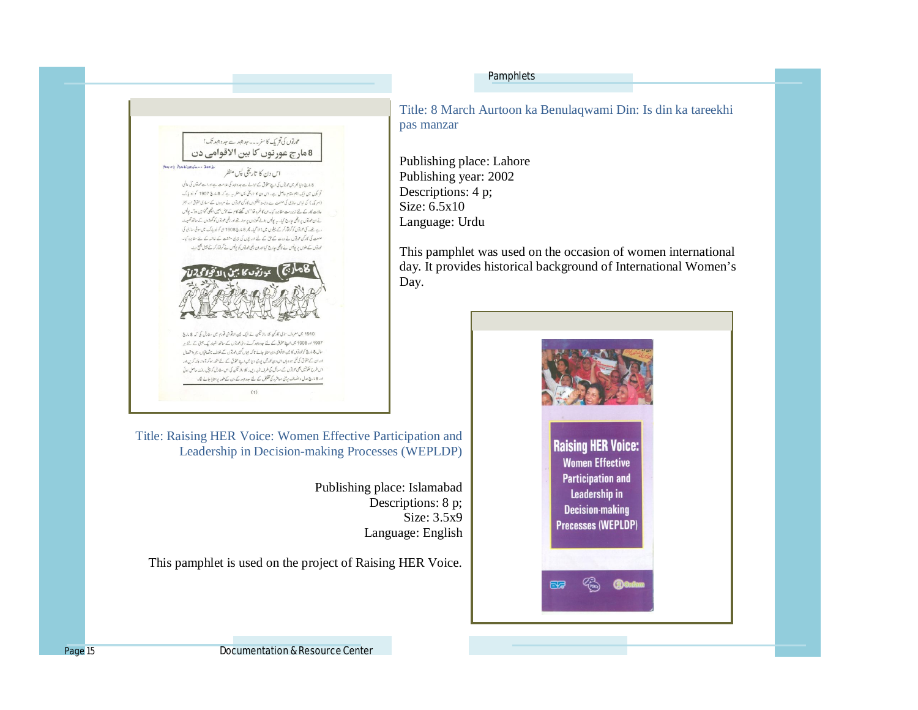Title: 8 March Aurtoon ka Benulaqwami Din: Is din ka tareekhi pas manzar

Publishing place: Lahore
Publishing year: 2002
Descriptions: 4 p;
Size: 6.5x10
Language: Urdu

This pamphlet was used on the occasion of women international day. It provides historical background of International Women's Day.

Title: Raising HER Voice: Women Effective Participation and Leadership in Decision-making Processes (WEPLDP)

Publishing place: Islamabad
Descriptions: 8 p;
Size: 3.5x9
Language: English

This pamphlet is used on the project of Raising HER Voice.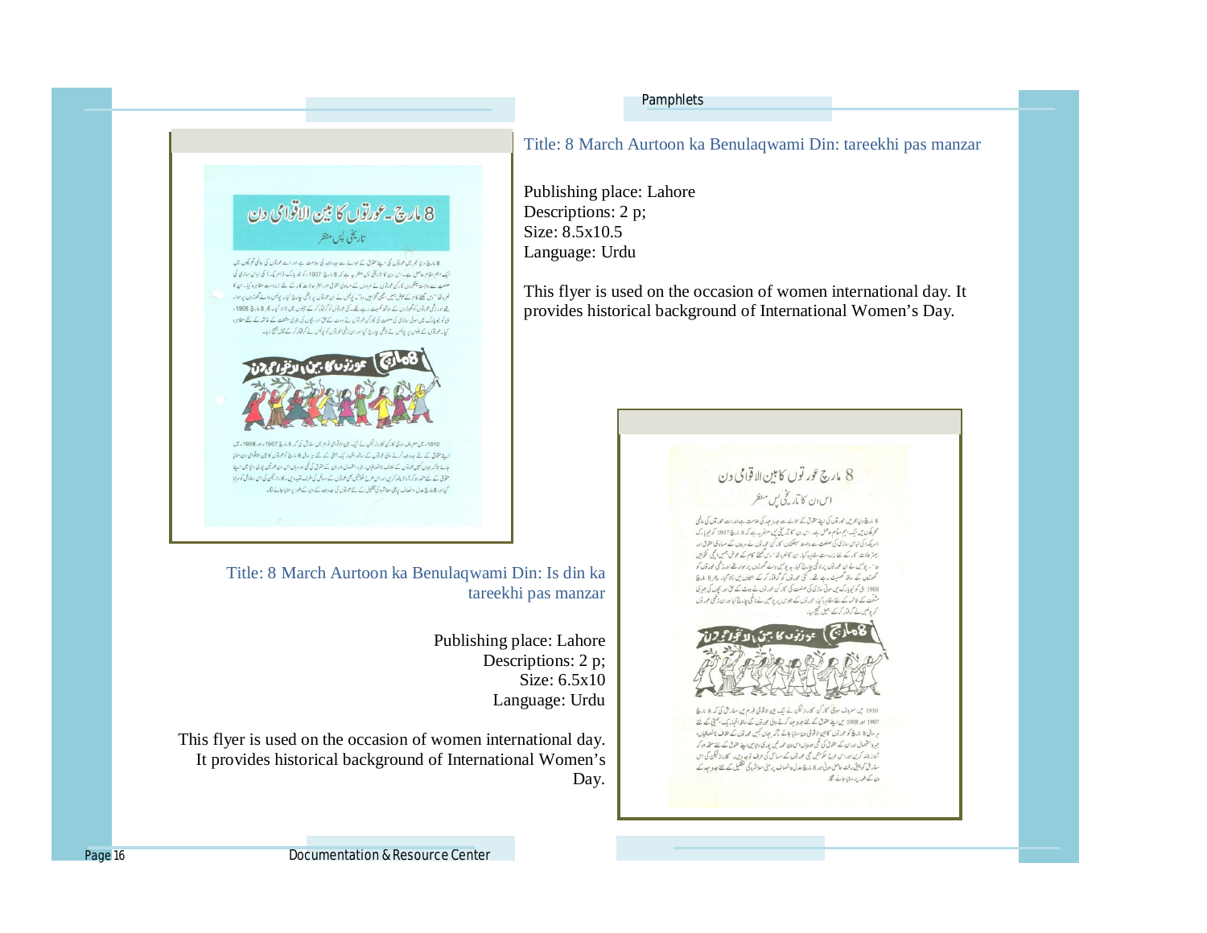Title: 8 March Aurtoon ka Benulaqwami Din: tareekhi pas manzar

Publishing place: Lahore
Descriptions: 2 p;
Size: 8.5x10.5
Language: Urdu

This flyer is used on the occasion of women international day. It provides historical background of International Women's Day.

Title: 8 March Aurtoon ka Benulaqwami Din: Is din ka tareekhi pas manzar

Publishing place: Lahore
Descriptions: 2 p;
Size: 6.5x10
Language: Urdu

This flyer is used on the occasion of women international day. It provides historical background of International Women's Day.